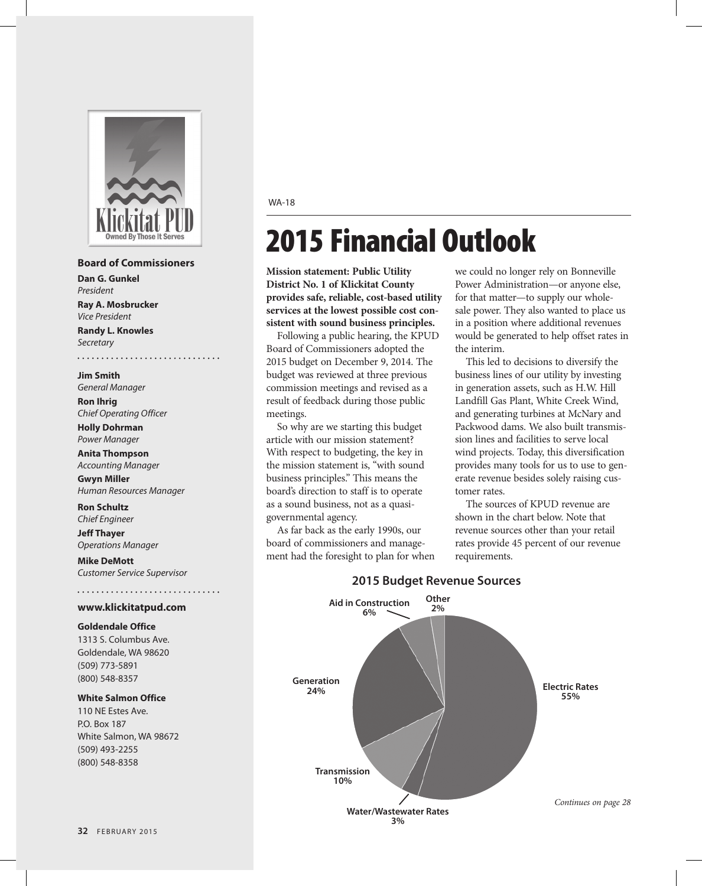Klickitat PUD
Owned By Those It Serves

**Board of Commissioners**

**Dan G. Gunkel**
*President*

**Ray A. Mosbrucker**
*Vice President*

**Randy L. Knowles**
*Secretary*

**Jim Smith**
*General Manager*

**Ron Ihrig**
*Chief Operating Officer*

**Holly Dohrman**
*Power Manager*

**Anita Thompson**
*Accounting Manager*

**Gwyn Miller**
*Human Resources Manager*

**Ron Schultz**
*Chief Engineer*

**Jeff Thayer**
*Operations Manager*

**Mike DeMott**
*Customer Service Supervisor*

**www.klickitatpud.com**

**Goldendale Office**
1313 S. Columbus Ave.
Goldendale, WA 98620
(509) 773-5891
(800) 548-8357

**White Salmon Office**
110 NE Estes Ave.
P.O. Box 187
White Salmon, WA 98672
(509) 493-2255
(800) 548-8358

WA-18

# 2015 Financial Outlook

**Mission statement: Public Utility District No. 1 of Klickitat County provides safe, reliable, cost-based utility services at the lowest possible cost consistent with sound business principles.**

Following a public hearing, the KPUD Board of Commissioners adopted the 2015 budget on December 9, 2014. The budget was reviewed at three previous commission meetings and revised as a result of feedback during those public meetings.

So why are we starting this budget article with our mission statement? With respect to budgeting, the key in the mission statement is, "with sound business principles." This means the board's direction to staff is to operate as a sound business, not as a quasi-governmental agency.

As far back as the early 1990s, our board of commissioners and management had the foresight to plan for when we could no longer rely on Bonneville Power Administration—or anyone else, for that matter—to supply our wholesale power. They also wanted to place us in a position where additional revenues would be generated to help offset rates in the interim.

This led to decisions to diversify the business lines of our utility by investing in generation assets, such as H.W. Hill Landfill Gas Plant, White Creek Wind, and generating turbines at McNary and Packwood dams. We also built transmission lines and facilities to serve local wind projects. Today, this diversification provides many tools for us to use to generate revenue besides solely raising customer rates.

The sources of KPUD revenue are shown in the chart below. Note that revenue sources other than your retail rates provide 45 percent of our revenue requirements.

**2015 Budget Revenue Sources**

| Source | Percent |
|---|---|
| Electric Rates | 55% |
| Generation | 24% |
| Transmission | 10% |
| Aid in Construction | 6% |
| Water/Wastewater Rates | 3% |
| Other | 2% |

*Continues on page 28*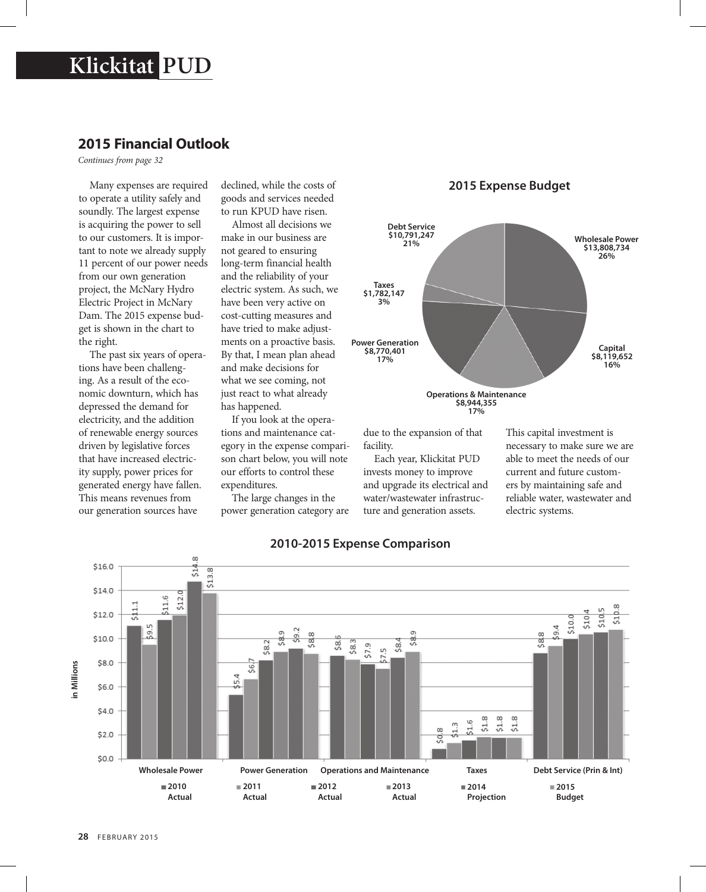## 2015 Financial Outlook

*Continues from page 32*

Many expenses are required to operate a utility safely and soundly. The largest expense is acquiring the power to sell to our customers. It is important to note we already supply 11 percent of our power needs from our own generation project, the McNary Hydro Electric Project in McNary Dam. The 2015 expense budget is shown in the chart to the right.

The past six years of operations have been challenging. As a result of the economic downturn, which has depressed the demand for electricity, and the addition of renewable energy sources driven by legislative forces that have increased electricity supply, power prices for generated energy have fallen. This means revenues from our generation sources have declined, while the costs of goods and services needed to run KPUD have risen.

Almost all decisions we make in our business are not geared to ensuring long-term financial health and the reliability of your electric system. As such, we have been very active on cost-cutting measures and have tried to make adjustments on a proactive basis. By that, I mean plan ahead and make decisions for what we see coming, not just react to what already has happened.

If you look at the operations and maintenance category in the expense comparison chart below, you will note our efforts to control these expenditures.

The large changes in the power generation category are due to the expansion of that facility.

Each year, Klickitat PUD invests money to improve and upgrade its electrical and water/wastewater infrastructure and generation assets. This capital investment is necessary to make sure we are able to meet the needs of our current and future customers by maintaining safe and reliable water, wastewater and electric systems.

**2015 Expense Budget**

| Category | Amount | Percent |
|---|---|---|
| Wholesale Power | $13,808,734 | 26% |
| Capital | $8,119,652 | 16% |
| Operations & Maintenance | $8,944,355 | 17% |
| Power Generation | $8,770,401 | 17% |
| Taxes | $1,782,147 | 3% |
| Debt Service | $10,791,247 | 21% |

**2010-2015 Expense Comparison** (in Millions)

| Category | 2010 Actual | 2011 Actual | 2012 Actual | 2013 Actual | 2014 Projection | 2015 Budget |
|---|---|---|---|---|---|---|
| Wholesale Power | $11.1 | $9.5 | $11.6 | $12.0 | $14.8 | $13.8 |
| Power Generation | $5.4 | $6.7 | $8.2 | $8.9 | $9.2 | $8.8 |
| Operations and Maintenance | $8.6 | $8.3 | $7.9 | $7.5 | $8.4 | $8.9 |
| Taxes | $0.8 | $1.3 | $1.6 | $1.8 | $1.8 | $1.8 |
| Debt Service (Prin & Int) | $8.8 | $9.4 | $10.0 | $10.4 | $10.5 | $10.8 |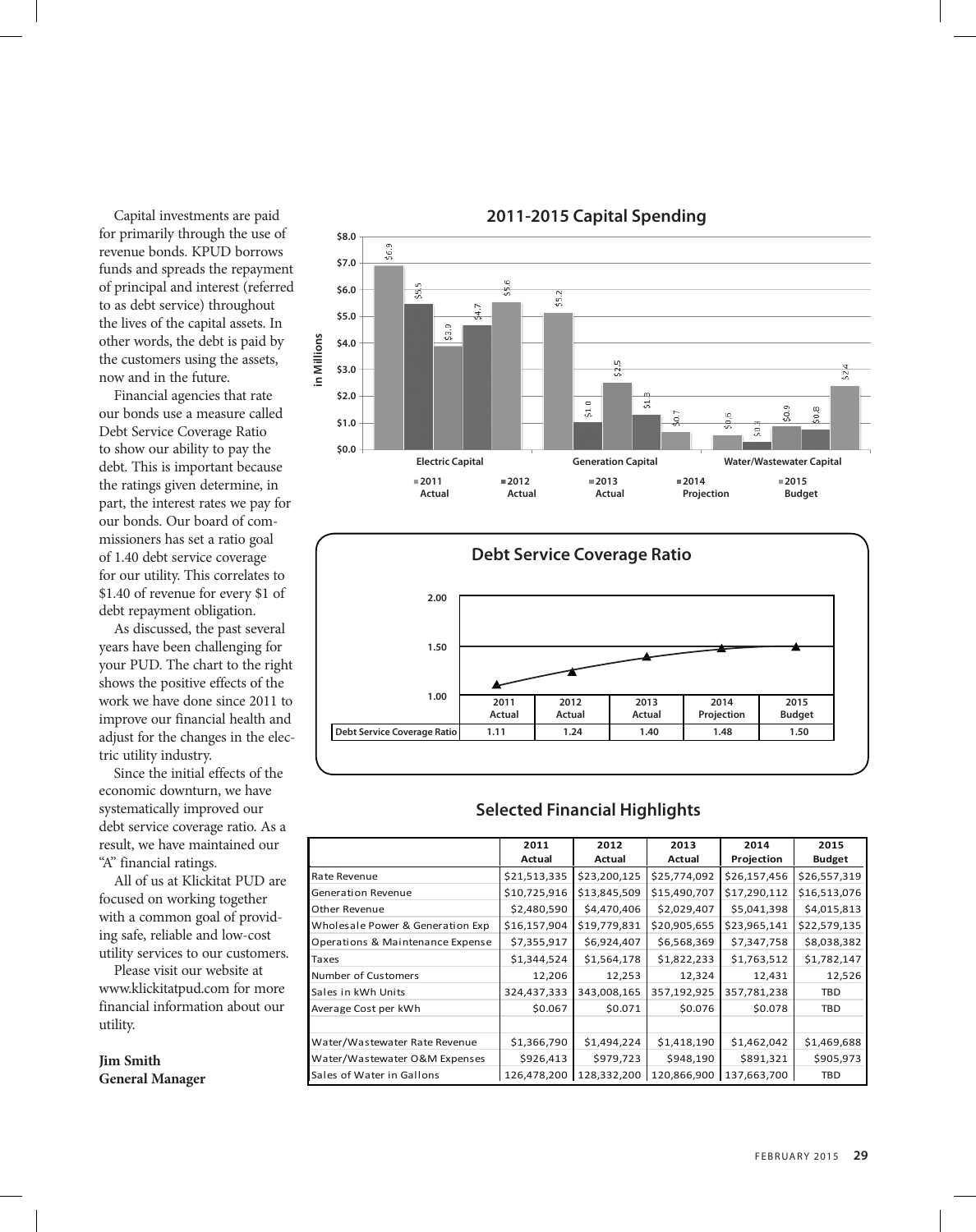Capital investments are paid for primarily through the use of revenue bonds. KPUD borrows funds and spreads the repayment of principal and interest (referred to as debt service) throughout the lives of the capital assets. In other words, the debt is paid by the customers using the assets, now and in the future.

Financial agencies that rate our bonds use a measure called Debt Service Coverage Ratio to show our ability to pay the debt. This is important because the ratings given determine, in part, the interest rates we pay for our bonds. Our board of commissioners has set a ratio goal of 1.40 debt service coverage for our utility. This correlates to $1.40 of revenue for every $1 of debt repayment obligation.

As discussed, the past several years have been challenging for your PUD. The chart to the right shows the positive effects of the work we have done since 2011 to improve our financial health and adjust for the changes in the electric utility industry.

Since the initial effects of the economic downturn, we have systematically improved our debt service coverage ratio. As a result, we have maintained our "A" financial ratings.

All of us at Klickitat PUD are focused on working together with a common goal of providing safe, reliable and low-cost utility services to our customers.

Please visit our website at www.klickitatpud.com for more financial information about our utility.

**Jim Smith**
**General Manager**

## 2011-2015 Capital Spending

in Millions

$8.0
$7.0
$6.0
$5.0
$4.0
$3.0
$2.0
$1.0
$0.0

Electric Capital: $6.9, $5.5, $3.9, $4.7, $5.6
Generation Capital: $5.2, $1.0, $2.5, $1.3, $0.7
Water/Wastewater Capital: $0.6, $0.3, $0.9, $0.8, $2.4

2011 Actual, 2012 Actual, 2013 Actual, 2014 Projection, 2015 Budget

## Debt Service Coverage Ratio

2.00
1.50
1.00

2011 Actual, 2012 Actual, 2013 Actual, 2014 Projection, 2015 Budget

Debt Service Coverage Ratio: 1.11, 1.24, 1.40, 1.48, 1.50

## Selected Financial Highlights

| | 2011 Actual | 2012 Actual | 2013 Actual | 2014 Projection | 2015 Budget |
|---|---|---|---|---|---|
| Rate Revenue | $21,513,335 | $23,200,125 | $25,774,092 | $26,157,456 | $26,557,319 |
| Generation Revenue | $10,725,916 | $13,845,509 | $15,490,707 | $17,290,112 | $16,513,076 |
| Other Revenue | $2,480,590 | $4,470,406 | $2,029,407 | $5,041,398 | $4,015,813 |
| Wholesale Power & Generation Exp | $16,157,904 | $19,779,831 | $20,905,655 | $23,965,141 | $22,579,135 |
| Operations & Maintenance Expense | $7,355,917 | $6,924,407 | $6,568,369 | $7,347,758 | $8,038,382 |
| Taxes | $1,344,524 | $1,564,178 | $1,822,233 | $1,763,512 | $1,782,147 |
| Number of Customers | 12,206 | 12,253 | 12,324 | 12,431 | 12,526 |
| Sales in kWh Units | 324,437,333 | 343,008,165 | 357,192,925 | 357,781,238 | TBD |
| Average Cost per kWh | $0.067 | $0.071 | $0.076 | $0.078 | TBD |
| | | | | | |
| Water/Wastewater Rate Revenue | $1,366,790 | $1,494,224 | $1,418,190 | $1,462,042 | $1,469,688 |
| Water/Wastewater O&M Expenses | $926,413 | $979,723 | $948,190 | $891,321 | $905,973 |
| Sales of Water in Gallons | 126,478,200 | 128,332,200 | 120,866,900 | 137,663,700 | TBD |